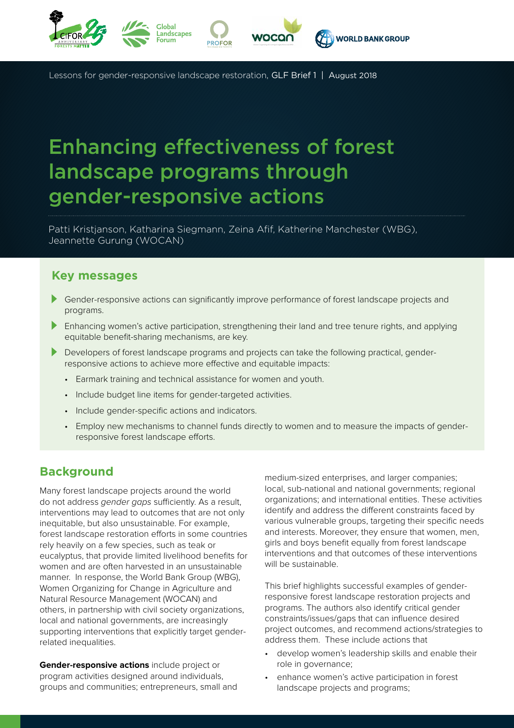Lessons for gender-responsive landscape restoration, GLF Brief 1 | August 2018

# Enhancing effectiveness of forest landscape programs through gender-responsive actions

Patti Kristjanson, Katharina Siegmann, Zeina Afif, Katherine Manchester (WBG), Jeannette Gurung (WOCAN)

## Key messages

- Gender-responsive actions can significantly improve performance of forest landscape projects and programs.
- Enhancing women's active participation, strengthening their land and tree tenure rights, and applying equitable benefit-sharing mechanisms, are key.
- Developers of forest landscape programs and projects can take the following practical, gender-responsive actions to achieve more effective and equitable impacts:
  - Earmark training and technical assistance for women and youth.
  - Include budget line items for gender-targeted activities.
  - Include gender-specific actions and indicators.
  - Employ new mechanisms to channel funds directly to women and to measure the impacts of gender-responsive forest landscape efforts.

## Background

Many forest landscape projects around the world do not address *gender gaps* sufficiently. As a result, interventions may lead to outcomes that are not only inequitable, but also unsustainable. For example, forest landscape restoration efforts in some countries rely heavily on a few species, such as teak or eucalyptus, that provide limited livelihood benefits for women and are often harvested in an unsustainable manner. In response, the World Bank Group (WBG), Women Organizing for Change in Agriculture and Natural Resource Management (WOCAN) and others, in partnership with civil society organizations, local and national governments, are increasingly supporting interventions that explicitly target gender-related inequalities.

**Gender-responsive actions** include project or program activities designed around individuals, groups and communities; entrepreneurs, small and medium-sized enterprises, and larger companies; local, sub-national and national governments; regional organizations; and international entities. These activities identify and address the different constraints faced by various vulnerable groups, targeting their specific needs and interests. Moreover, they ensure that women, men, girls and boys benefit equally from forest landscape interventions and that outcomes of these interventions will be sustainable.

This brief highlights successful examples of gender-responsive forest landscape restoration projects and programs. The authors also identify critical gender constraints/issues/gaps that can influence desired project outcomes, and recommend actions/strategies to address them. These include actions that

- develop women's leadership skills and enable their role in governance;
- enhance women's active participation in forest landscape projects and programs;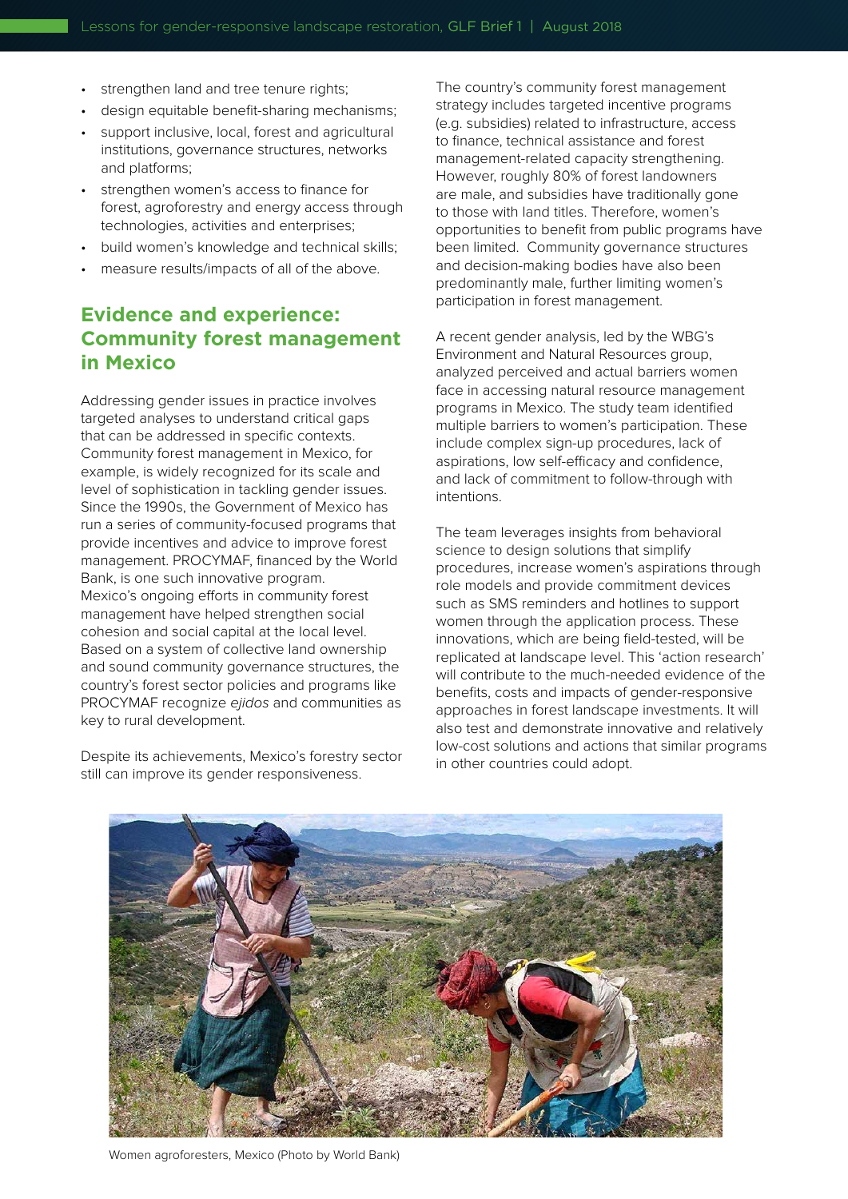- strengthen land and tree tenure rights;
- design equitable benefit-sharing mechanisms;
- support inclusive, local, forest and agricultural institutions, governance structures, networks and platforms;
- strengthen women's access to finance for forest, agroforestry and energy access through technologies, activities and enterprises;
- build women's knowledge and technical skills;
- measure results/impacts of all of the above.

## Evidence and experience: Community forest management in Mexico

Addressing gender issues in practice involves targeted analyses to understand critical gaps that can be addressed in specific contexts. Community forest management in Mexico, for example, is widely recognized for its scale and level of sophistication in tackling gender issues. Since the 1990s, the Government of Mexico has run a series of community-focused programs that provide incentives and advice to improve forest management. PROCYMAF, financed by the World Bank, is one such innovative program. Mexico's ongoing efforts in community forest management have helped strengthen social cohesion and social capital at the local level. Based on a system of collective land ownership and sound community governance structures, the country's forest sector policies and programs like PROCYMAF recognize *ejidos* and communities as key to rural development.

Despite its achievements, Mexico's forestry sector still can improve its gender responsiveness. The country's community forest management strategy includes targeted incentive programs (e.g. subsidies) related to infrastructure, access to finance, technical assistance and forest management-related capacity strengthening. However, roughly 80% of forest landowners are male, and subsidies have traditionally gone to those with land titles. Therefore, women's opportunities to benefit from public programs have been limited. Community governance structures and decision-making bodies have also been predominantly male, further limiting women's participation in forest management.

A recent gender analysis, led by the WBG's Environment and Natural Resources group, analyzed perceived and actual barriers women face in accessing natural resource management programs in Mexico. The study team identified multiple barriers to women's participation. These include complex sign-up procedures, lack of aspirations, low self-efficacy and confidence, and lack of commitment to follow-through with intentions.

The team leverages insights from behavioral science to design solutions that simplify procedures, increase women's aspirations through role models and provide commitment devices such as SMS reminders and hotlines to support women through the application process. These innovations, which are being field-tested, will be replicated at landscape level. This 'action research' will contribute to the much-needed evidence of the benefits, costs and impacts of gender-responsive approaches in forest landscape investments. It will also test and demonstrate innovative and relatively low-cost solutions and actions that similar programs in other countries could adopt.

Women agroforesters, Mexico (Photo by World Bank)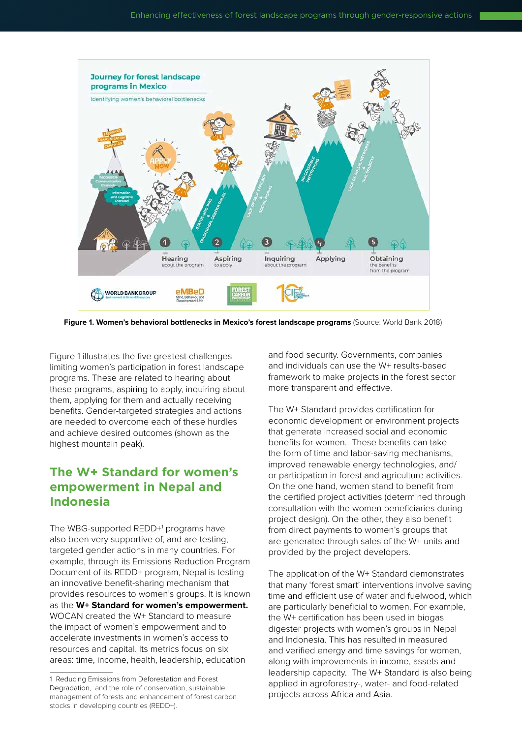Figure 1. Women's behavioral bottlenecks in Mexico's forest landscape programs (Source: World Bank 2018)

Figure 1 illustrates the five greatest challenges limiting women's participation in forest landscape programs. These are related to hearing about these programs, aspiring to apply, inquiring about them, applying for them and actually receiving benefits. Gender-targeted strategies and actions are needed to overcome each of these hurdles and achieve desired outcomes (shown as the highest mountain peak).

## The W+ Standard for women's empowerment in Nepal and Indonesia

The WBG-supported REDD+[1] programs have also been very supportive of, and are testing, targeted gender actions in many countries. For example, through its Emissions Reduction Program Document of its REDD+ program, Nepal is testing an innovative benefit-sharing mechanism that provides resources to women's groups. It is known as the **W+ Standard for women's empowerment.** WOCAN created the W+ Standard to measure the impact of women's empowerment and to accelerate investments in women's access to resources and capital. Its metrics focus on six areas: time, income, health, leadership, education and food security. Governments, companies and individuals can use the W+ results-based framework to make projects in the forest sector more transparent and effective.

The W+ Standard provides certification for economic development or environment projects that generate increased social and economic benefits for women. These benefits can take the form of time and labor-saving mechanisms, improved renewable energy technologies, and/or participation in forest and agriculture activities. On the one hand, women stand to benefit from the certified project activities (determined through consultation with the women beneficiaries during project design). On the other, they also benefit from direct payments to women's groups that are generated through sales of the W+ units and provided by the project developers.

The application of the W+ Standard demonstrates that many 'forest smart' interventions involve saving time and efficient use of water and fuelwood, which are particularly beneficial to women. For example, the W+ certification has been used in biogas digester projects with women's groups in Nepal and Indonesia. This has resulted in measured and verified energy and time savings for women, along with improvements in income, assets and leadership capacity. The W+ Standard is also being applied in agroforestry-, water- and food-related projects across Africa and Asia.

---

1 Reducing Emissions from Deforestation and Forest Degradation, and the role of conservation, sustainable management of forests and enhancement of forest carbon stocks in developing countries (REDD+).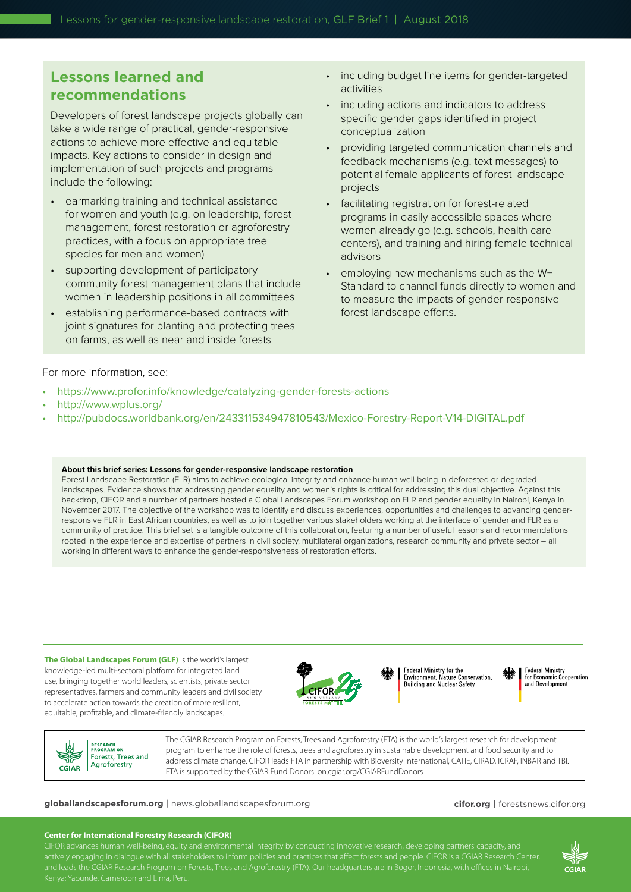## Lessons learned and recommendations

Developers of forest landscape projects globally can take a wide range of practical, gender-responsive actions to achieve more effective and equitable impacts. Key actions to consider in design and implementation of such projects and programs include the following:

- earmarking training and technical assistance for women and youth (e.g. on leadership, forest management, forest restoration or agroforestry practices, with a focus on appropriate tree species for men and women)
- supporting development of participatory community forest management plans that include women in leadership positions in all committees
- establishing performance-based contracts with joint signatures for planting and protecting trees on farms, as well as near and inside forests
- including budget line items for gender-targeted activities
- including actions and indicators to address specific gender gaps identified in project conceptualization
- providing targeted communication channels and feedback mechanisms (e.g. text messages) to potential female applicants of forest landscape projects
- facilitating registration for forest-related programs in easily accessible spaces where women already go (e.g. schools, health care centers), and training and hiring female technical advisors
- employing new mechanisms such as the W+ Standard to channel funds directly to women and to measure the impacts of gender-responsive forest landscape efforts.

For more information, see:

- https://www.profor.info/knowledge/catalyzing-gender-forests-actions
- http://www.wplus.org/
- http://pubdocs.worldbank.org/en/243311534947810543/Mexico-Forestry-Report-V14-DIGITAL.pdf

**About this brief series: Lessons for gender-responsive landscape restoration**
Forest Landscape Restoration (FLR) aims to achieve ecological integrity and enhance human well-being in deforested or degraded landscapes. Evidence shows that addressing gender equality and women's rights is critical for addressing this dual objective. Against this backdrop, CIFOR and a number of partners hosted a Global Landscapes Forum workshop on FLR and gender equality in Nairobi, Kenya in November 2017. The objective of the workshop was to identify and discuss experiences, opportunities and challenges to advancing gender-responsive FLR in East African countries, as well as to join together various stakeholders working at the interface of gender and FLR as a community of practice. This brief set is a tangible outcome of this collaboration, featuring a number of useful lessons and recommendations rooted in the experience and expertise of partners in civil society, multilateral organizations, research community and private sector – all working in different ways to enhance the gender-responsiveness of restoration efforts.

**The Global Landscapes Forum (GLF)** is the world's largest knowledge-led multi-sectoral platform for integrated land use, bringing together world leaders, scientists, private sector representatives, farmers and community leaders and civil society to accelerate action towards the creation of more resilient, equitable, profitable, and climate-friendly landscapes.

CIFOR 25 Anniversary — Forests Matter

Federal Ministry for the Environment, Nature Conservation, Building and Nuclear Safety

Federal Ministry for Economic Cooperation and Development

Research Program on Forests, Trees and Agroforestry — CGIAR

The CGIAR Research Program on Forests, Trees and Agroforestry (FTA) is the world's largest research for development program to enhance the role of forests, trees and agroforestry in sustainable development and food security and to address climate change. CIFOR leads FTA in partnership with Bioversity International, CATIE, CIRAD, ICRAF, INBAR and TBI. FTA is supported by the CGIAR Fund Donors: on.cgiar.org/CGIARFundDonors

**globallandscapesforum.org** | news.globallandscapesforum.org

**cifor.org** | forestsnews.cifor.org

**Center for International Forestry Research (CIFOR)**
CIFOR advances human well-being, equity and environmental integrity by conducting innovative research, developing partners' capacity, and actively engaging in dialogue with all stakeholders to inform policies and practices that affect forests and people. CIFOR is a CGIAR Research Center, and leads the CGIAR Research Program on Forests, Trees and Agroforestry (FTA). Our headquarters are in Bogor, Indonesia, with offices in Nairobi, Kenya; Yaounde, Cameroon and Lima, Peru.

CGIAR